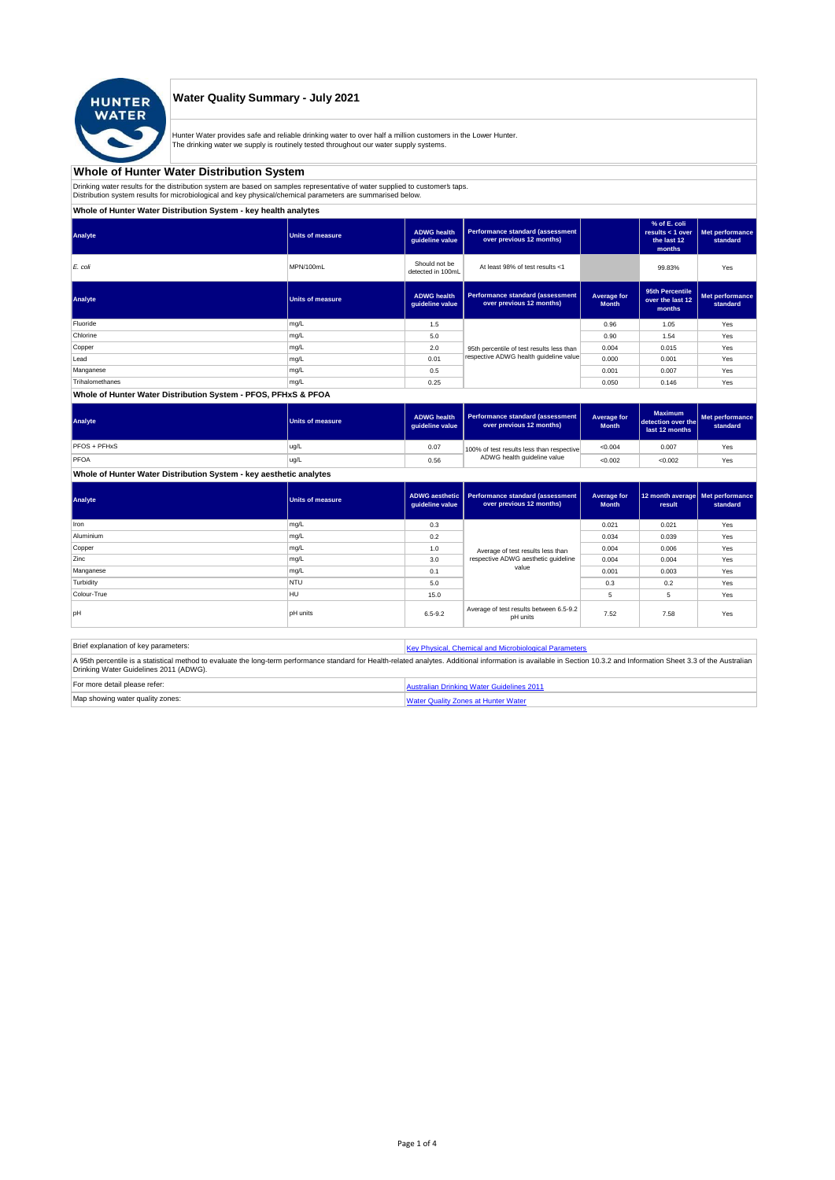# Water Quality Summary - July 2021

Hunter Water provides safe and reliable drinking water to over half a million customers in the Lower Hunter.
The drinking water we supply is routinely tested throughout our water supply systems.

## Whole of Hunter Water Distribution System

Drinking water results for the distribution system are based on samples representative of water supplied to customer's taps.
Distribution system results for microbiological and key physical/chemical parameters are summarised below.

### Whole of Hunter Water Distribution System - key health analytes

| Analyte | Units of measure | ADWG health guideline value | Performance standard (assessment over previous 12 months) | | % of E. coli results < 1 over the last 12 months | Met performance standard |
|---|---|---|---|---|---|---|
| *E. coli* | MPN/100mL | Should not be detected in 100mL | At least 98% of test results <1 | | 99.83% | Yes |

| Analyte | Units of measure | ADWG health guideline value | Performance standard (assessment over previous 12 months) | Average for Month | 95th Percentile over the last 12 months | Met performance standard |
|---|---|---|---|---|---|---|
| Fluoride | mg/L | 1.5 | 95th percentile of test results less than respective ADWG health guideline value | 0.96 | 1.05 | Yes |
| Chlorine | mg/L | 5.0 | | 0.90 | 1.54 | Yes |
| Copper | mg/L | 2.0 | | 0.004 | 0.015 | Yes |
| Lead | mg/L | 0.01 | | 0.000 | 0.001 | Yes |
| Manganese | mg/L | 0.5 | | 0.001 | 0.007 | Yes |
| Trihalomethanes | mg/L | 0.25 | | 0.050 | 0.146 | Yes |

### Whole of Hunter Water Distribution System - PFOS, PFHxS & PFOA

| Analyte | Units of measure | ADWG health guideline value | Performance standard (assessment over previous 12 months) | Average for Month | Maximum detection over the last 12 months | Met performance standard |
|---|---|---|---|---|---|---|
| PFOS + PFHxS | ug/L | 0.07 | 100% of test results less than respective ADWG health guideline value | <0.004 | 0.007 | Yes |
| PFOA | ug/L | 0.56 | | <0.002 | <0.002 | Yes |

### Whole of Hunter Water Distribution System - key aesthetic analytes

| Analyte | Units of measure | ADWG aesthetic guideline value | Performance standard (assessment over previous 12 months) | Average for Month | 12 month average result | Met performance standard |
|---|---|---|---|---|---|---|
| Iron | mg/L | 0.3 | Average of test results less than respective ADWG aesthetic guideline value | 0.021 | 0.021 | Yes |
| Aluminium | mg/L | 0.2 | | 0.034 | 0.039 | Yes |
| Copper | mg/L | 1.0 | | 0.004 | 0.006 | Yes |
| Zinc | mg/L | 3.0 | | 0.004 | 0.004 | Yes |
| Manganese | mg/L | 0.1 | | 0.001 | 0.003 | Yes |
| Turbidity | NTU | 5.0 | | 0.3 | 0.2 | Yes |
| Colour-True | HU | 15.0 | | 5 | 5 | Yes |
| pH | pH units | 6.5-9.2 | Average of test results between 6.5-9.2 pH units | 7.52 | 7.58 | Yes |

| Brief explanation of key parameters: | Key Physical, Chemical and Microbiological Parameters |
|---|---|
| A 95th percentile is a statistical method to evaluate the long-term performance standard for Health-related analytes. Additional information is available in Section 10.3.2 and Information Sheet 3.3 of the Australian Drinking Water Guidelines 2011 (ADWG). | |
| For more detail please refer: | Australian Drinking Water Guidelines 2011 |
| Map showing water quality zones: | Water Quality Zones at Hunter Water |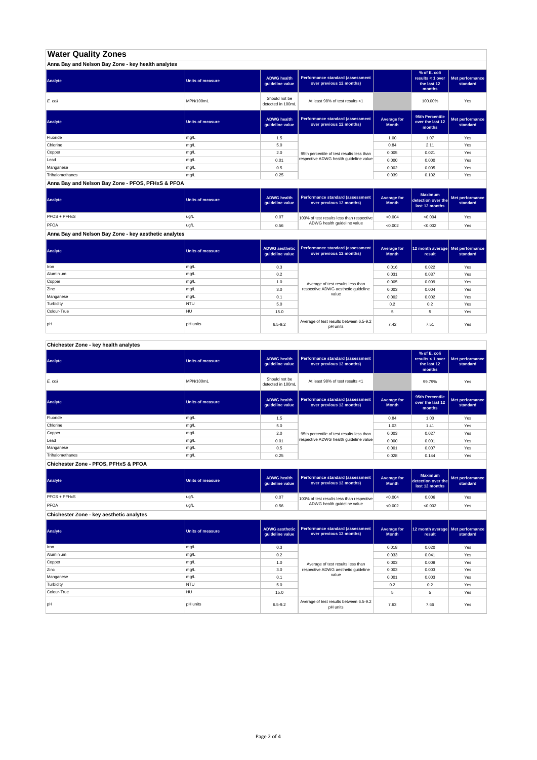# Water Quality Zones

## Anna Bay and Nelson Bay Zone - key health analytes

| Analyte | Units of measure | ADWG health guideline value | Performance standard (assessment over previous 12 months) | | % of E. coli results < 1 over the last 12 months | Met performance standard |
|---|---|---|---|---|---|---|
| *E. coli* | MPN/100mL | Should not be detected in 100mL | At least 98% of test results <1 | | 100.00% | Yes |

| Analyte | Units of measure | ADWG health guideline value | Performance standard (assessment over previous 12 months) | Average for Month | 95th Percentile over the last 12 months | Met performance standard |
|---|---|---|---|---|---|---|
| Fluoride | mg/L | 1.5 | 95th percentile of test results less than respective ADWG health guideline value | 1.00 | 1.07 | Yes |
| Chlorine | mg/L | 5.0 | | 0.84 | 2.11 | Yes |
| Copper | mg/L | 2.0 | | 0.005 | 0.021 | Yes |
| Lead | mg/L | 0.01 | | 0.000 | 0.000 | Yes |
| Manganese | mg/L | 0.5 | | 0.002 | 0.005 | Yes |
| Trihalomethanes | mg/L | 0.25 | | 0.039 | 0.102 | Yes |

## Anna Bay and Nelson Bay Zone - PFOS, PFHxS & PFOA

| Analyte | Units of measure | ADWG health guideline value | Performance standard (assessment over previous 12 months) | Average for Month | Maximum detection over the last 12 months | Met performance standard |
|---|---|---|---|---|---|---|
| PFOS + PFHxS | ug/L | 0.07 | 100% of test results less than respective ADWG health guideline value | <0.004 | <0.004 | Yes |
| PFOA | ug/L | 0.56 | | <0.002 | <0.002 | Yes |

## Anna Bay and Nelson Bay Zone - key aesthetic analytes

| Analyte | Units of measure | ADWG aesthetic guideline value | Performance standard (assessment over previous 12 months) | Average for Month | 12 month average result | Met performance standard |
|---|---|---|---|---|---|---|
| Iron | mg/L | 0.3 | Average of test results less than respective ADWG aesthetic guideline value | 0.016 | 0.022 | Yes |
| Aluminium | mg/L | 0.2 | | 0.031 | 0.037 | Yes |
| Copper | mg/L | 1.0 | | 0.005 | 0.009 | Yes |
| Zinc | mg/L | 3.0 | | 0.003 | 0.004 | Yes |
| Manganese | mg/L | 0.1 | | 0.002 | 0.002 | Yes |
| Turbidity | NTU | 5.0 | | 0.2 | 0.2 | Yes |
| Colour-True | HU | 15.0 | | 5 | 5 | Yes |
| pH | pH units | 6.5-9.2 | Average of test results between 6.5-9.2 pH units | 7.42 | 7.51 | Yes |

## Chichester Zone - key health analytes

| Analyte | Units of measure | ADWG health guideline value | Performance standard (assessment over previous 12 months) | | % of E. coli results < 1 over the last 12 months | Met performance standard |
|---|---|---|---|---|---|---|
| *E. coli* | MPN/100mL | Should not be detected in 100mL | At least 98% of test results <1 | | 99.79% | Yes |

| Analyte | Units of measure | ADWG health guideline value | Performance standard (assessment over previous 12 months) | Average for Month | 95th Percentile over the last 12 months | Met performance standard |
|---|---|---|---|---|---|---|
| Fluoride | mg/L | 1.5 | 95th percentile of test results less than respective ADWG health guideline value | 0.84 | 1.00 | Yes |
| Chlorine | mg/L | 5.0 | | 1.03 | 1.41 | Yes |
| Copper | mg/L | 2.0 | | 0.003 | 0.027 | Yes |
| Lead | mg/L | 0.01 | | 0.000 | 0.001 | Yes |
| Manganese | mg/L | 0.5 | | 0.001 | 0.007 | Yes |
| Trihalomethanes | mg/L | 0.25 | | 0.028 | 0.144 | Yes |

## Chichester Zone - PFOS, PFHxS & PFOA

| Analyte | Units of measure | ADWG health guideline value | Performance standard (assessment over previous 12 months) | Average for Month | Maximum detection over the last 12 months | Met performance standard |
|---|---|---|---|---|---|---|
| PFOS + PFHxS | ug/L | 0.07 | 100% of test results less than respective ADWG health guideline value | <0.004 | 0.006 | Yes |
| PFOA | ug/L | 0.56 | | <0.002 | <0.002 | Yes |

## Chichester Zone - key aesthetic analytes

| Analyte | Units of measure | ADWG aesthetic guideline value | Performance standard (assessment over previous 12 months) | Average for Month | 12 month average result | Met performance standard |
|---|---|---|---|---|---|---|
| Iron | mg/L | 0.3 | Average of test results less than respective ADWG aesthetic guideline value | 0.018 | 0.020 | Yes |
| Aluminium | mg/L | 0.2 | | 0.033 | 0.041 | Yes |
| Copper | mg/L | 1.0 | | 0.003 | 0.008 | Yes |
| Zinc | mg/L | 3.0 | | 0.003 | 0.003 | Yes |
| Manganese | mg/L | 0.1 | | 0.001 | 0.003 | Yes |
| Turbidity | NTU | 5.0 | | 0.2 | 0.2 | Yes |
| Colour-True | HU | 15.0 | | 5 | 5 | Yes |
| pH | pH units | 6.5-9.2 | Average of test results between 6.5-9.2 pH units | 7.63 | 7.66 | Yes |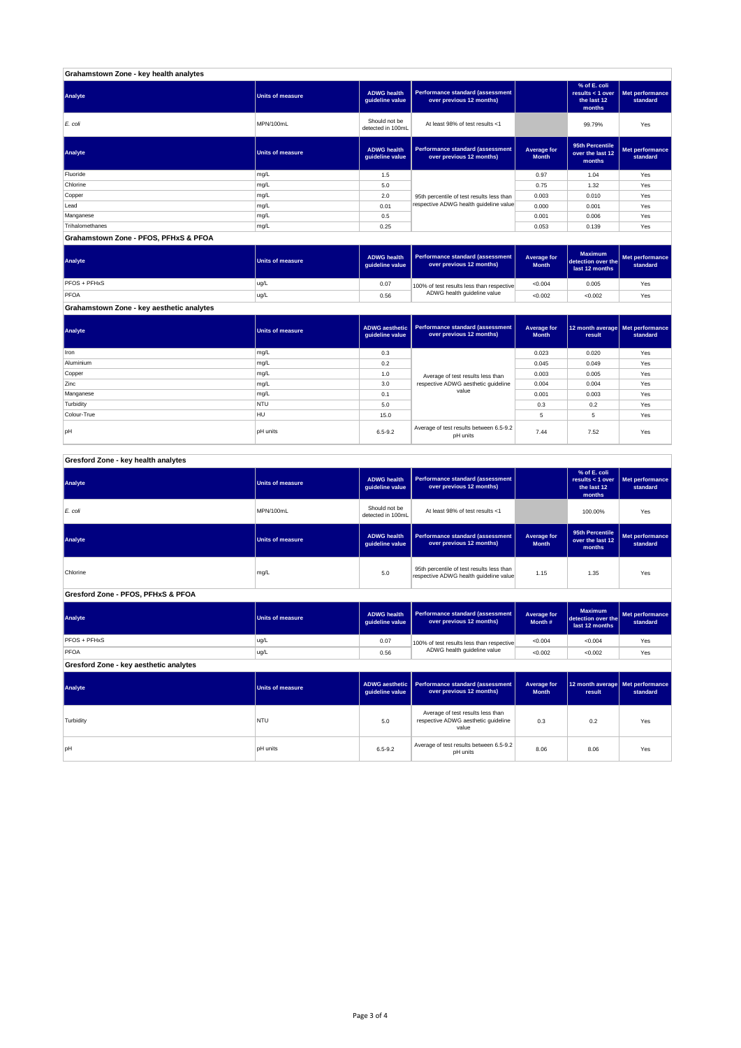## Grahamstown Zone - key health analytes

| Analyte | Units of measure | ADWG health guideline value | Performance standard (assessment over previous 12 months) | | % of E. coli results < 1 over the last 12 months | Met performance standard |
|---|---|---|---|---|---|---|
| *E. coli* | MPN/100mL | Should not be detected in 100mL | At least 98% of test results <1 | | 99.79% | Yes |

| Analyte | Units of measure | ADWG health guideline value | Performance standard (assessment over previous 12 months) | Average for Month | 95th Percentile over the last 12 months | Met performance standard |
|---|---|---|---|---|---|---|
| Fluoride | mg/L | 1.5 | 95th percentile of test results less than respective ADWG health guideline value | 0.97 | 1.04 | Yes |
| Chlorine | mg/L | 5.0 | | 0.75 | 1.32 | Yes |
| Copper | mg/L | 2.0 | | 0.003 | 0.010 | Yes |
| Lead | mg/L | 0.01 | | 0.000 | 0.001 | Yes |
| Manganese | mg/L | 0.5 | | 0.001 | 0.006 | Yes |
| Trihalomethanes | mg/L | 0.25 | | 0.053 | 0.139 | Yes |

## Grahamstown Zone - PFOS, PFHxS & PFOA

| Analyte | Units of measure | ADWG health guideline value | Performance standard (assessment over previous 12 months) | Average for Month | Maximum detection over the last 12 months | Met performance standard |
|---|---|---|---|---|---|---|
| PFOS + PFHxS | ug/L | 0.07 | 100% of test results less than respective ADWG health guideline value | <0.004 | 0.005 | Yes |
| PFOA | ug/L | 0.56 | | <0.002 | <0.002 | Yes |

## Grahamstown Zone - key aesthetic analytes

| Analyte | Units of measure | ADWG aesthetic guideline value | Performance standard (assessment over previous 12 months) | Average for Month | 12 month average result | Met performance standard |
|---|---|---|---|---|---|---|
| Iron | mg/L | 0.3 | Average of test results less than respective ADWG aesthetic guideline value | 0.023 | 0.020 | Yes |
| Aluminium | mg/L | 0.2 | | 0.045 | 0.049 | Yes |
| Copper | mg/L | 1.0 | | 0.003 | 0.005 | Yes |
| Zinc | mg/L | 3.0 | | 0.004 | 0.004 | Yes |
| Manganese | mg/L | 0.1 | | 0.001 | 0.003 | Yes |
| Turbidity | NTU | 5.0 | | 0.3 | 0.2 | Yes |
| Colour-True | HU | 15.0 | | 5 | 5 | Yes |
| pH | pH units | 6.5-9.2 | Average of test results between 6.5-9.2 pH units | 7.44 | 7.52 | Yes |

## Gresford Zone - key health analytes

| Analyte | Units of measure | ADWG health guideline value | Performance standard (assessment over previous 12 months) | | % of E. coli results < 1 over the last 12 months | Met performance standard |
|---|---|---|---|---|---|---|
| *E. coli* | MPN/100mL | Should not be detected in 100mL | At least 98% of test results <1 | | 100.00% | Yes |

| Analyte | Units of measure | ADWG health guideline value | Performance standard (assessment over previous 12 months) | Average for Month | 95th Percentile over the last 12 months | Met performance standard |
|---|---|---|---|---|---|---|
| Chlorine | mg/L | 5.0 | 95th percentile of test results less than respective ADWG health guideline value | 1.15 | 1.35 | Yes |

## Gresford Zone - PFOS, PFHxS & PFOA

| Analyte | Units of measure | ADWG health guideline value | Performance standard (assessment over previous 12 months) | Average for Month # | Maximum detection over the last 12 months | Met performance standard |
|---|---|---|---|---|---|---|
| PFOS + PFHxS | ug/L | 0.07 | 100% of test results less than respective ADWG health guideline value | <0.004 | <0.004 | Yes |
| PFOA | ug/L | 0.56 | | <0.002 | <0.002 | Yes |

## Gresford Zone - key aesthetic analytes

| Analyte | Units of measure | ADWG aesthetic guideline value | Performance standard (assessment over previous 12 months) | Average for Month | 12 month average result | Met performance standard |
|---|---|---|---|---|---|---|
| Turbidity | NTU | 5.0 | Average of test results less than respective ADWG aesthetic guideline value | 0.3 | 0.2 | Yes |
| pH | pH units | 6.5-9.2 | Average of test results between 6.5-9.2 pH units | 8.06 | 8.06 | Yes |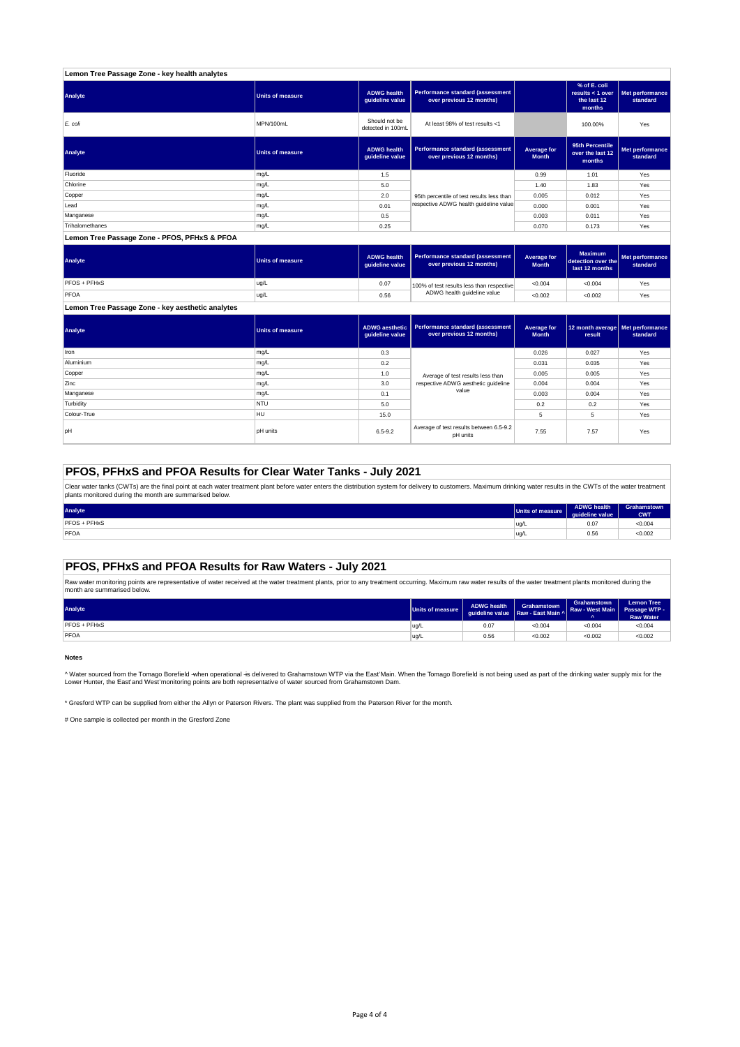### Lemon Tree Passage Zone - key health analytes

| Analyte | Units of measure | ADWG health guideline value | Performance standard (assessment over previous 12 months) | | % of E. coli results < 1 over the last 12 months | Met performance standard |
|---|---|---|---|---|---|---|
| *E. coli* | MPN/100mL | Should not be detected in 100mL | At least 98% of test results <1 | | 100.00% | Yes |

| Analyte | Units of measure | ADWG health guideline value | Performance standard (assessment over previous 12 months) | Average for Month | 95th Percentile over the last 12 months | Met performance standard |
|---|---|---|---|---|---|---|
| Fluoride | mg/L | 1.5 | 95th percentile of test results less than respective ADWG health guideline value | 0.99 | 1.01 | Yes |
| Chlorine | mg/L | 5.0 | | 1.40 | 1.83 | Yes |
| Copper | mg/L | 2.0 | | 0.005 | 0.012 | Yes |
| Lead | mg/L | 0.01 | | 0.000 | 0.001 | Yes |
| Manganese | mg/L | 0.5 | | 0.003 | 0.011 | Yes |
| Trihalomethanes | mg/L | 0.25 | | 0.070 | 0.173 | Yes |

### Lemon Tree Passage Zone - PFOS, PFHxS & PFOA

| Analyte | Units of measure | ADWG health guideline value | Performance standard (assessment over previous 12 months) | Average for Month | Maximum detection over the last 12 months | Met performance standard |
|---|---|---|---|---|---|---|
| PFOS + PFHxS | ug/L | 0.07 | 100% of test results less than respective ADWG health guideline value | <0.004 | <0.004 | Yes |
| PFOA | ug/L | 0.56 | | <0.002 | <0.002 | Yes |

### Lemon Tree Passage Zone - key aesthetic analytes

| Analyte | Units of measure | ADWG aesthetic guideline value | Performance standard (assessment over previous 12 months) | Average for Month | 12 month average result | Met performance standard |
|---|---|---|---|---|---|---|
| Iron | mg/L | 0.3 | Average of test results less than respective ADWG aesthetic guideline value | 0.026 | 0.027 | Yes |
| Aluminium | mg/L | 0.2 | | 0.031 | 0.035 | Yes |
| Copper | mg/L | 1.0 | | 0.005 | 0.005 | Yes |
| Zinc | mg/L | 3.0 | | 0.004 | 0.004 | Yes |
| Manganese | mg/L | 0.1 | | 0.003 | 0.004 | Yes |
| Turbidity | NTU | 5.0 | | 0.2 | 0.2 | Yes |
| Colour-True | HU | 15.0 | | 5 | 5 | Yes |
| pH | pH units | 6.5-9.2 | Average of test results between 6.5-9.2 pH units | 7.55 | 7.57 | Yes |

## PFOS, PFHxS and PFOA Results for Clear Water Tanks - July 2021

Clear water tanks (CWTs) are the final point at each water treatment plant before water enters the distribution system for delivery to customers. Maximum drinking water results in the CWTs of the water treatment plants monitored during the month are summarised below.

| Analyte | Units of measure | ADWG health guideline value | Grahamstown CWT |
|---|---|---|---|
| PFOS + PFHxS | ug/L | 0.07 | <0.004 |
| PFOA | ug/L | 0.56 | <0.002 |

## PFOS, PFHxS and PFOA Results for Raw Waters - July 2021

Raw water monitoring points are representative of water received at the water treatment plants, prior to any treatment occurring. Maximum raw water results of the water treatment plants monitored during the month are summarised below.

| Analyte | Units of measure | ADWG health guideline value | Grahamstown Raw - East Main ^ | Grahamstown Raw - West Main ^ | Lemon Tree Passage WTP - Raw Water |
|---|---|---|---|---|---|
| PFOS + PFHxS | ug/L | 0.07 | <0.004 | <0.004 | <0.004 |
| PFOA | ug/L | 0.56 | <0.002 | <0.002 | <0.002 |

**Notes**

^ Water sourced from the Tomago Borefield -when operational -is delivered to Grahamstown WTP via the East'Main. When the Tomago Borefield is not being used as part of the drinking water supply mix for the Lower Hunter, the East'and West'monitoring points are both representative of water sourced from Grahamstown Dam.

* Gresford WTP can be supplied from either the Allyn or Paterson Rivers. The plant was supplied from the Paterson River for the month.

# One sample is collected per month in the Gresford Zone